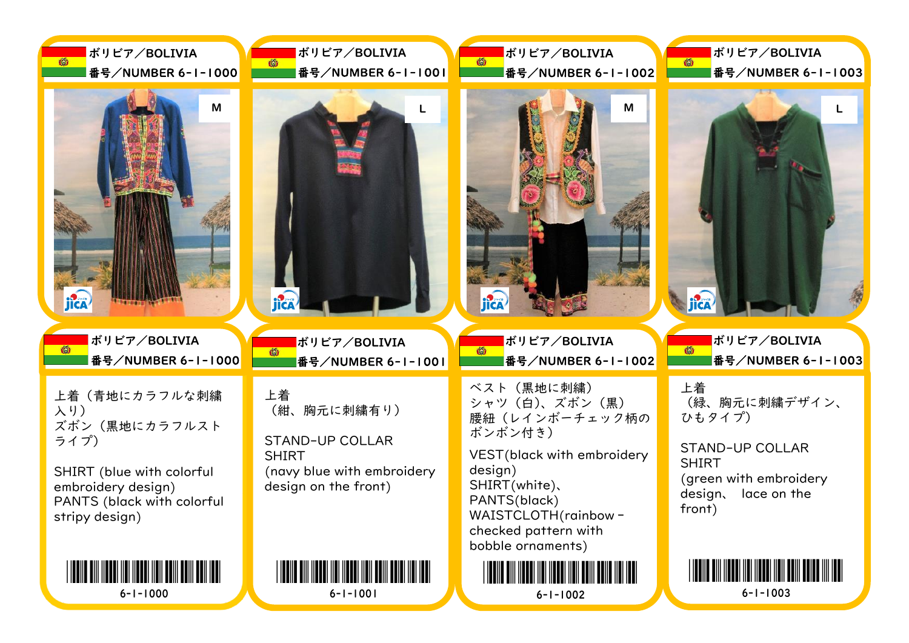ボリビア／BOLIVIA
番号／NUMBER 6-1-1000

M

ボリビア／BOLIVIA
番号／NUMBER 6-1-1001

L

ボリビア／BOLIVIA
番号／NUMBER 6-1-1002

M

ボリビア／BOLIVIA
番号／NUMBER 6-1-1003

L

---

ボリビア／BOLIVIA
番号／NUMBER 6-1-1000

上着（青地にカラフルな刺繍入り）
ズボン（黒地にカラフルストライプ）

SHIRT (blue with colorful embroidery design)
PANTS (black with colorful stripy design)

6-1-1000

---

ボリビア／BOLIVIA
番号／NUMBER 6-1-1001

上着
（紺、胸元に刺繍有り）

STAND-UP COLLAR SHIRT
(navy blue with embroidery design on the front)

6-1-1001

---

ボリビア／BOLIVIA
番号／NUMBER 6-1-1002

ベスト（黒地に刺繍）
シャツ（白）、ズボン（黒）
腰紐（レインボーチェック柄のボンボン付き）

VEST(black with embroidery design)
SHIRT(white)、
PANTS(black)
WAISTCLOTH(rainbow - checked pattern with bobble ornaments)

6-1-1002

---

ボリビア／BOLIVIA
番号／NUMBER 6-1-1003

上着
（緑、胸元に刺繍デザイン、ひもタイプ）

STAND-UP COLLAR SHIRT
(green with embroidery design、 lace on the front)

6-1-1003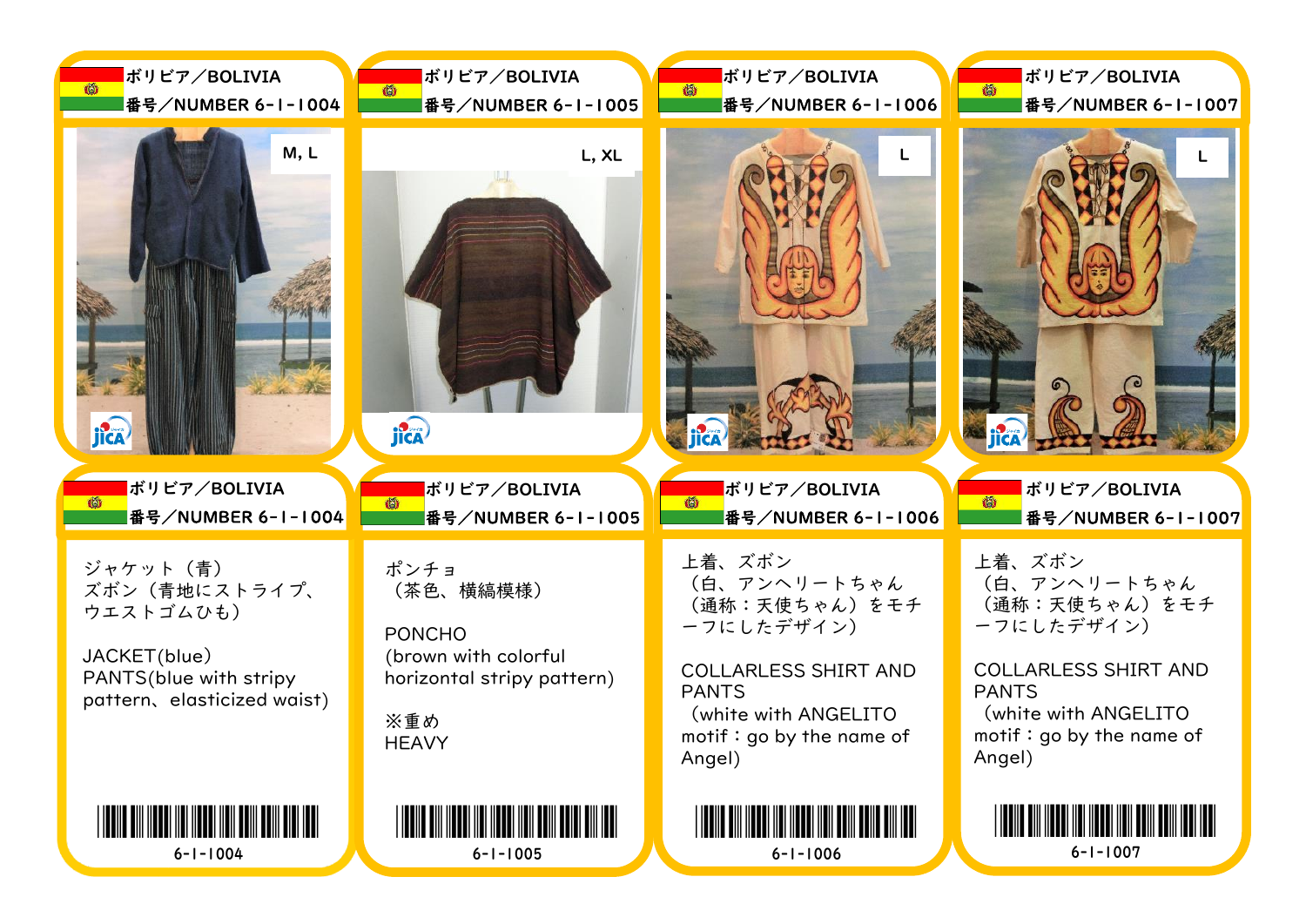## ボリビア／BOLIVIA 番号／NUMBER 6-1-1004

M, L

## ボリビア／BOLIVIA 番号／NUMBER 6-1-1005

L, XL

## ボリビア／BOLIVIA 番号／NUMBER 6-1-1006

L

## ボリビア／BOLIVIA 番号／NUMBER 6-1-1007

L

## ボリビア／BOLIVIA 番号／NUMBER 6-1-1004

ジャケット（青）
ズボン（青地にストライプ、ウエストゴムひも）

JACKET(blue)
PANTS(blue with stripy pattern、elasticized waist)

6-1-1004

## ボリビア／BOLIVIA 番号／NUMBER 6-1-1005

ポンチョ
（茶色、横縞模様）

PONCHO
(brown with colorful horizontal stripy pattern)

※重め
HEAVY

6-1-1005

## ボリビア／BOLIVIA 番号／NUMBER 6-1-1006

上着、ズボン
（白、アンヘリートちゃん（通称：天使ちゃん）をモチーフにしたデザイン）

COLLARLESS SHIRT AND PANTS
（white with ANGELITO motif：go by the name of Angel)

6-1-1006

## ボリビア／BOLIVIA 番号／NUMBER 6-1-1007

上着、ズボン
（白、アンヘリートちゃん（通称：天使ちゃん）をモチーフにしたデザイン）

COLLARLESS SHIRT AND PANTS
（white with ANGELITO motif：go by the name of Angel)

6-1-1007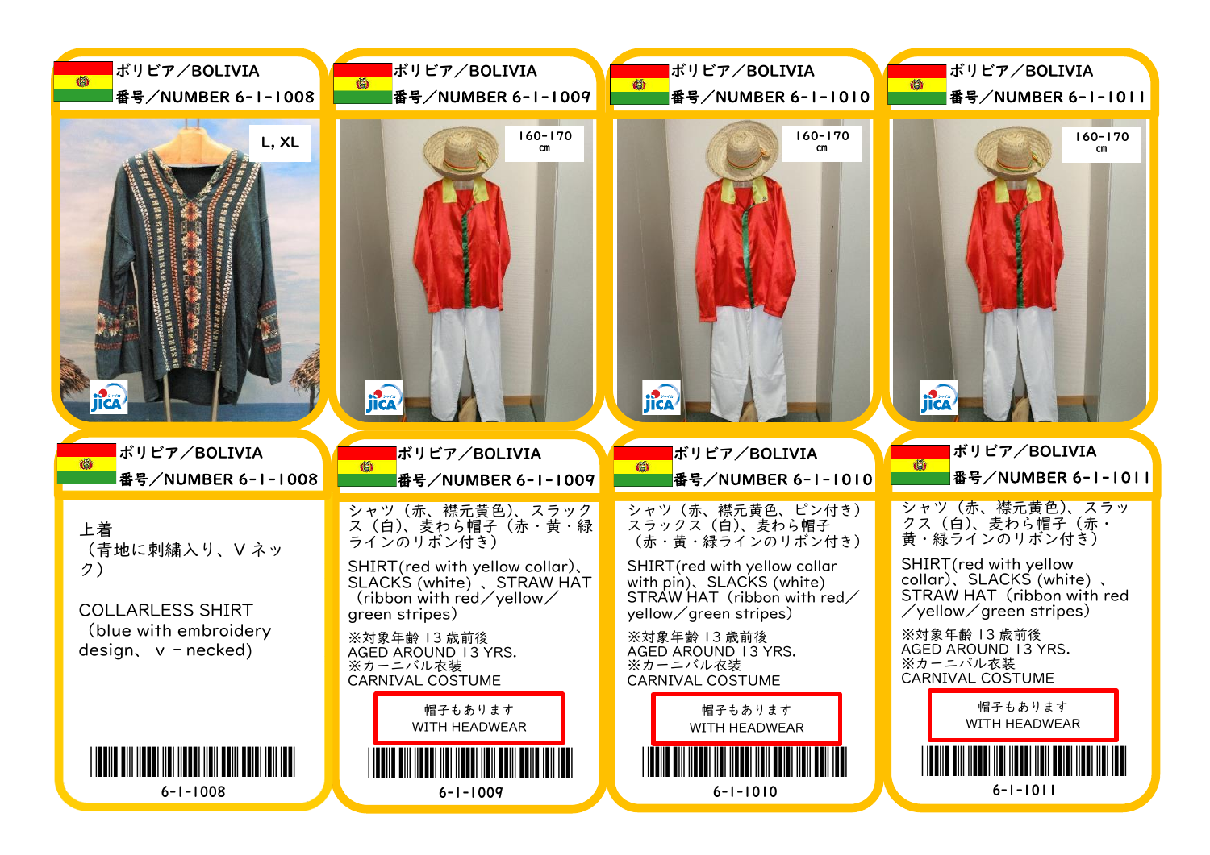## ボリビア／BOLIVIA
番号／NUMBER 6-1-1008

L, XL

## ボリビア／BOLIVIA
番号／NUMBER 6-1-1009

160-170 cm

## ボリビア／BOLIVIA
番号／NUMBER 6-1-1010

160-170 cm

## ボリビア／BOLIVIA
番号／NUMBER 6-1-1011

160-170 cm

---

## ボリビア／BOLIVIA
番号／NUMBER 6-1-1008

上着
（青地に刺繍入り、Ｖネック）

COLLARLESS SHIRT
（blue with embroidery design、v－necked）

6-1-1008

## ボリビア／BOLIVIA
番号／NUMBER 6-1-1009

シャツ（赤、襟元黄色）、スラックス（白）、麦わら帽子（赤・黄・緑ラインのリボン付き）

SHIRT(red with yellow collar)、SLACKS (white)、STRAW HAT（ribbon with red／yellow／green stripes）

※対象年齢 13 歳前後
AGED AROUND 13 YRS.
※カーニバル衣装
CARNIVAL COSTUME

帽子もあります
WITH HEADWEAR

6-1-1009

## ボリビア／BOLIVIA
番号／NUMBER 6-1-1010

シャツ（赤、襟元黄色、ピン付き）スラックス（白）、麦わら帽子（赤・黄・緑ラインのリボン付き）

SHIRT(red with yellow collar with pin)、SLACKS (white) STRAW HAT（ribbon with red／yellow／green stripes）

※対象年齢 13 歳前後
AGED AROUND 13 YRS.
※カーニバル衣装
CARNIVAL COSTUME

帽子もあります
WITH HEADWEAR

6-1-1010

## ボリビア／BOLIVIA
番号／NUMBER 6-1-1011

シャツ（赤、襟元黄色）、スラックス（白）、麦わら帽子（赤・黄・緑ラインのリボン付き）

SHIRT(red with yellow collar)、SLACKS (white)、STRAW HAT（ribbon with red／yellow／green stripes）

※対象年齢 13 歳前後
AGED AROUND 13 YRS.
※カーニバル衣装
CARNIVAL COSTUME

帽子もあります
WITH HEADWEAR

6-1-1011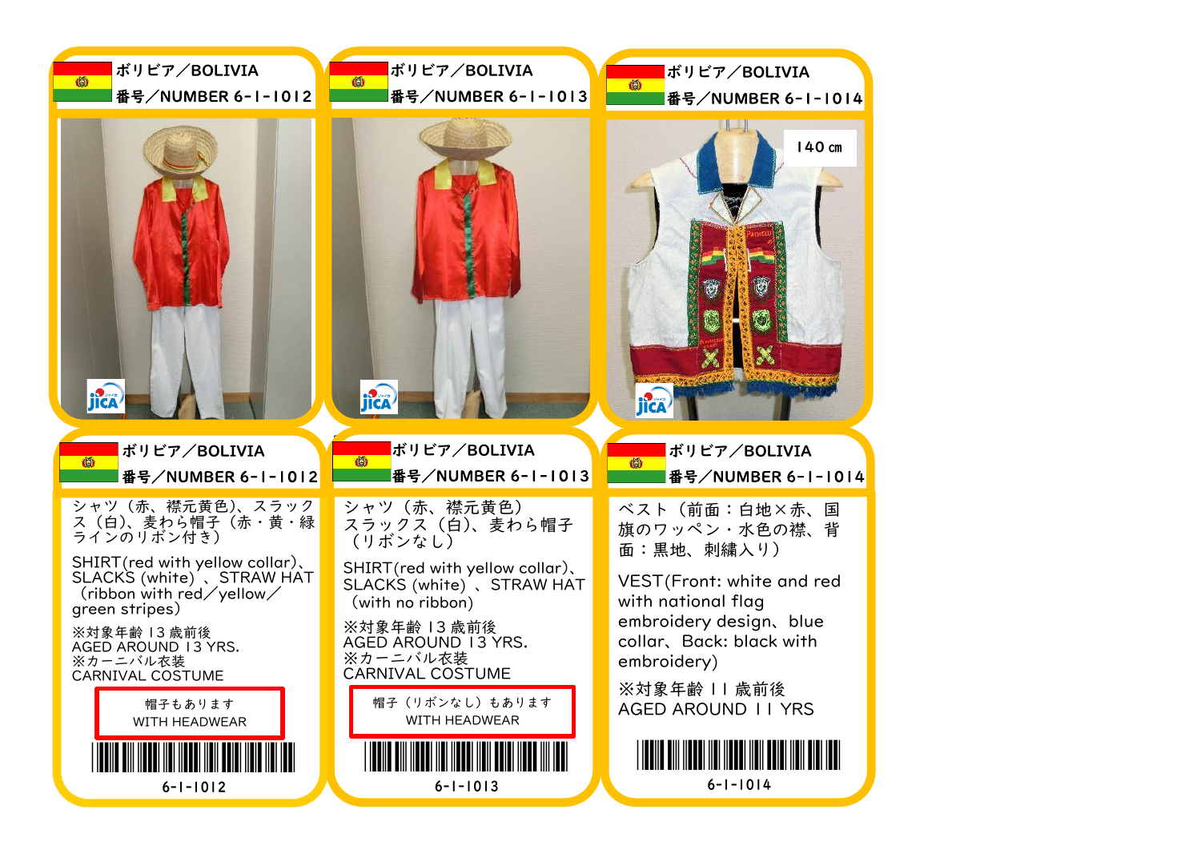ボリビア／BOLIVIA
番号／NUMBER 6-1-1012

ボリビア／BOLIVIA
番号／NUMBER 6-1-1013

ボリビア／BOLIVIA
番号／NUMBER 6-1-1014

140 cm

## ボリビア／BOLIVIA
番号／NUMBER 6-1-1012

シャツ（赤、襟元黄色）、スラックス（白）、麦わら帽子（赤・黄・緑ラインのリボン付き）

SHIRT(red with yellow collar)、SLACKS (white) 、STRAW HAT（ribbon with red／yellow／green stripes)

※対象年齢 13 歳前後
AGED AROUND 13 YRS.
※カーニバル衣装
CARNIVAL COSTUME

帽子もあります
WITH HEADWEAR

6-1-1012

## ボリビア／BOLIVIA
番号／NUMBER 6-1-1013

シャツ（赤、襟元黄色）
スラックス（白）、麦わら帽子（リボンなし）

SHIRT(red with yellow collar)、SLACKS (white) 、STRAW HAT（with no ribbon)

※対象年齢 13 歳前後
AGED AROUND 13 YRS.
※カーニバル衣装
CARNIVAL COSTUME

帽子（リボンなし）もあります
WITH HEADWEAR

6-1-1013

## ボリビア／BOLIVIA
番号／NUMBER 6-1-1014

ベスト（前面：白地×赤、国旗のワッペン・水色の襟、背面：黒地、刺繍入り）

VEST(Front: white and red with national flag embroidery design、blue collar、Back: black with embroidery)

※対象年齢 11 歳前後
AGED AROUND 11 YRS

6-1-1014